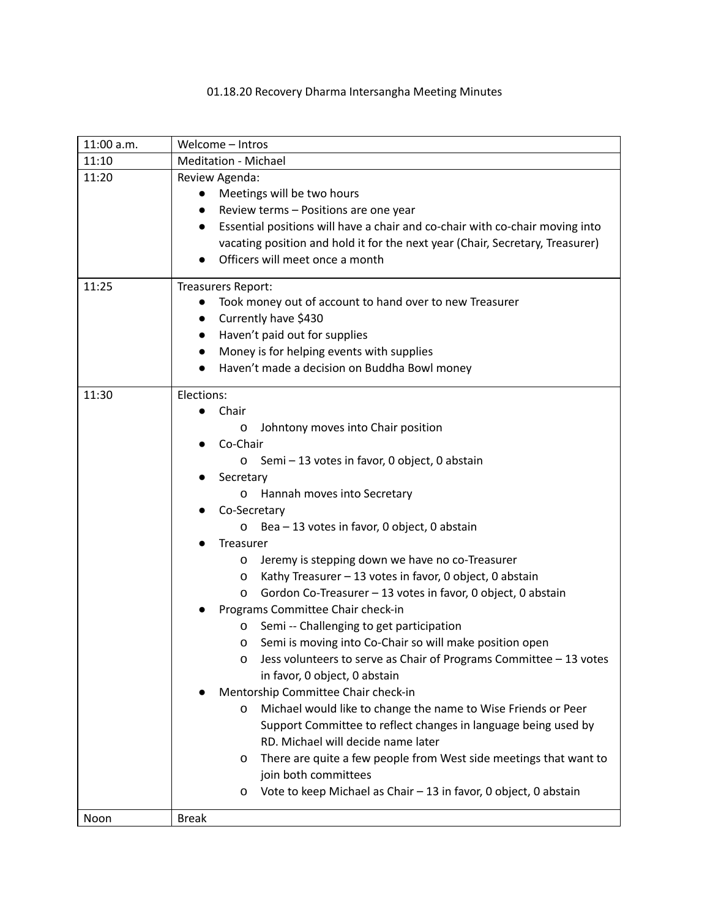01.18.20 Recovery Dharma Intersangha Meeting Minutes

| | |
|---|---|
| 11:00 a.m. | Welcome – Intros |
| 11:10 | Meditation - Michael |
| 11:20 | Review Agenda:<br>• Meetings will be two hours<br>• Review terms – Positions are one year<br>• Essential positions will have a chair and co-chair with co-chair moving into vacating position and hold it for the next year (Chair, Secretary, Treasurer)<br>• Officers will meet once a month |
| 11:25 | Treasurers Report:<br>• Took money out of account to hand over to new Treasurer<br>• Currently have $430<br>• Haven't paid out for supplies<br>• Money is for helping events with supplies<br>• Haven't made a decision on Buddha Bowl money |
| 11:30 | Elections:<br>• Chair<br>  o Johntony moves into Chair position<br>• Co-Chair<br>  o Semi – 13 votes in favor, 0 object, 0 abstain<br>• Secretary<br>  o Hannah moves into Secretary<br>• Co-Secretary<br>  o Bea – 13 votes in favor, 0 object, 0 abstain<br>• Treasurer<br>  o Jeremy is stepping down we have no co-Treasurer<br>  o Kathy Treasurer – 13 votes in favor, 0 object, 0 abstain<br>  o Gordon Co-Treasurer – 13 votes in favor, 0 object, 0 abstain<br>• Programs Committee Chair check-in<br>  o Semi -- Challenging to get participation<br>  o Semi is moving into Co-Chair so will make position open<br>  o Jess volunteers to serve as Chair of Programs Committee – 13 votes in favor, 0 object, 0 abstain<br>• Mentorship Committee Chair check-in<br>  o Michael would like to change the name to Wise Friends or Peer Support Committee to reflect changes in language being used by RD. Michael will decide name later<br>  o There are quite a few people from West side meetings that want to join both committees<br>  o Vote to keep Michael as Chair – 13 in favor, 0 object, 0 abstain |
| Noon | Break |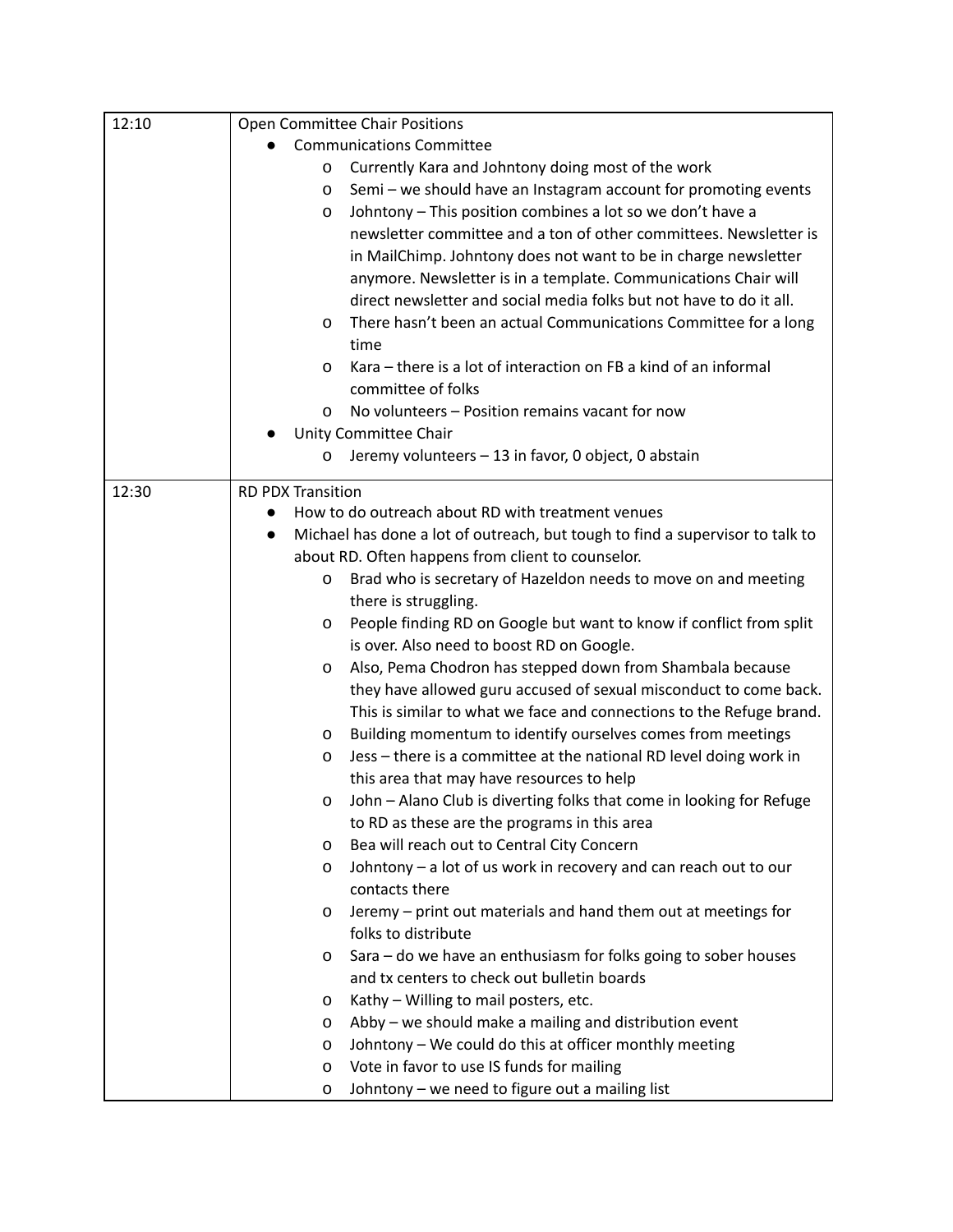| | |
|---|---|
| 12:10 | Open Committee Chair Positions<br>● Communications Committee<br>&nbsp;&nbsp;&nbsp;&nbsp;o Currently Kara and Johntony doing most of the work<br>&nbsp;&nbsp;&nbsp;&nbsp;o Semi – we should have an Instagram account for promoting events<br>&nbsp;&nbsp;&nbsp;&nbsp;o Johntony – This position combines a lot so we don't have a newsletter committee and a ton of other committees. Newsletter is in MailChimp. Johntony does not want to be in charge newsletter anymore. Newsletter is in a template. Communications Chair will direct newsletter and social media folks but not have to do it all.<br>&nbsp;&nbsp;&nbsp;&nbsp;o There hasn't been an actual Communications Committee for a long time<br>&nbsp;&nbsp;&nbsp;&nbsp;o Kara – there is a lot of interaction on FB a kind of an informal committee of folks<br>&nbsp;&nbsp;&nbsp;&nbsp;o No volunteers – Position remains vacant for now<br>● Unity Committee Chair<br>&nbsp;&nbsp;&nbsp;&nbsp;o Jeremy volunteers – 13 in favor, 0 object, 0 abstain |
| 12:30 | RD PDX Transition<br>● How to do outreach about RD with treatment venues<br>● Michael has done a lot of outreach, but tough to find a supervisor to talk to about RD. Often happens from client to counselor.<br>&nbsp;&nbsp;&nbsp;&nbsp;o Brad who is secretary of Hazeldon needs to move on and meeting there is struggling.<br>&nbsp;&nbsp;&nbsp;&nbsp;o People finding RD on Google but want to know if conflict from split is over. Also need to boost RD on Google.<br>&nbsp;&nbsp;&nbsp;&nbsp;o Also, Pema Chodron has stepped down from Shambala because they have allowed guru accused of sexual misconduct to come back. This is similar to what we face and connections to the Refuge brand.<br>&nbsp;&nbsp;&nbsp;&nbsp;o Building momentum to identify ourselves comes from meetings<br>&nbsp;&nbsp;&nbsp;&nbsp;o Jess – there is a committee at the national RD level doing work in this area that may have resources to help<br>&nbsp;&nbsp;&nbsp;&nbsp;o John – Alano Club is diverting folks that come in looking for Refuge to RD as these are the programs in this area<br>&nbsp;&nbsp;&nbsp;&nbsp;o Bea will reach out to Central City Concern<br>&nbsp;&nbsp;&nbsp;&nbsp;o Johntony – a lot of us work in recovery and can reach out to our contacts there<br>&nbsp;&nbsp;&nbsp;&nbsp;o Jeremy – print out materials and hand them out at meetings for folks to distribute<br>&nbsp;&nbsp;&nbsp;&nbsp;o Sara – do we have an enthusiasm for folks going to sober houses and tx centers to check out bulletin boards<br>&nbsp;&nbsp;&nbsp;&nbsp;o Kathy – Willing to mail posters, etc.<br>&nbsp;&nbsp;&nbsp;&nbsp;o Abby – we should make a mailing and distribution event<br>&nbsp;&nbsp;&nbsp;&nbsp;o Johntony – We could do this at officer monthly meeting<br>&nbsp;&nbsp;&nbsp;&nbsp;o Vote in favor to use IS funds for mailing<br>&nbsp;&nbsp;&nbsp;&nbsp;o Johntony – we need to figure out a mailing list |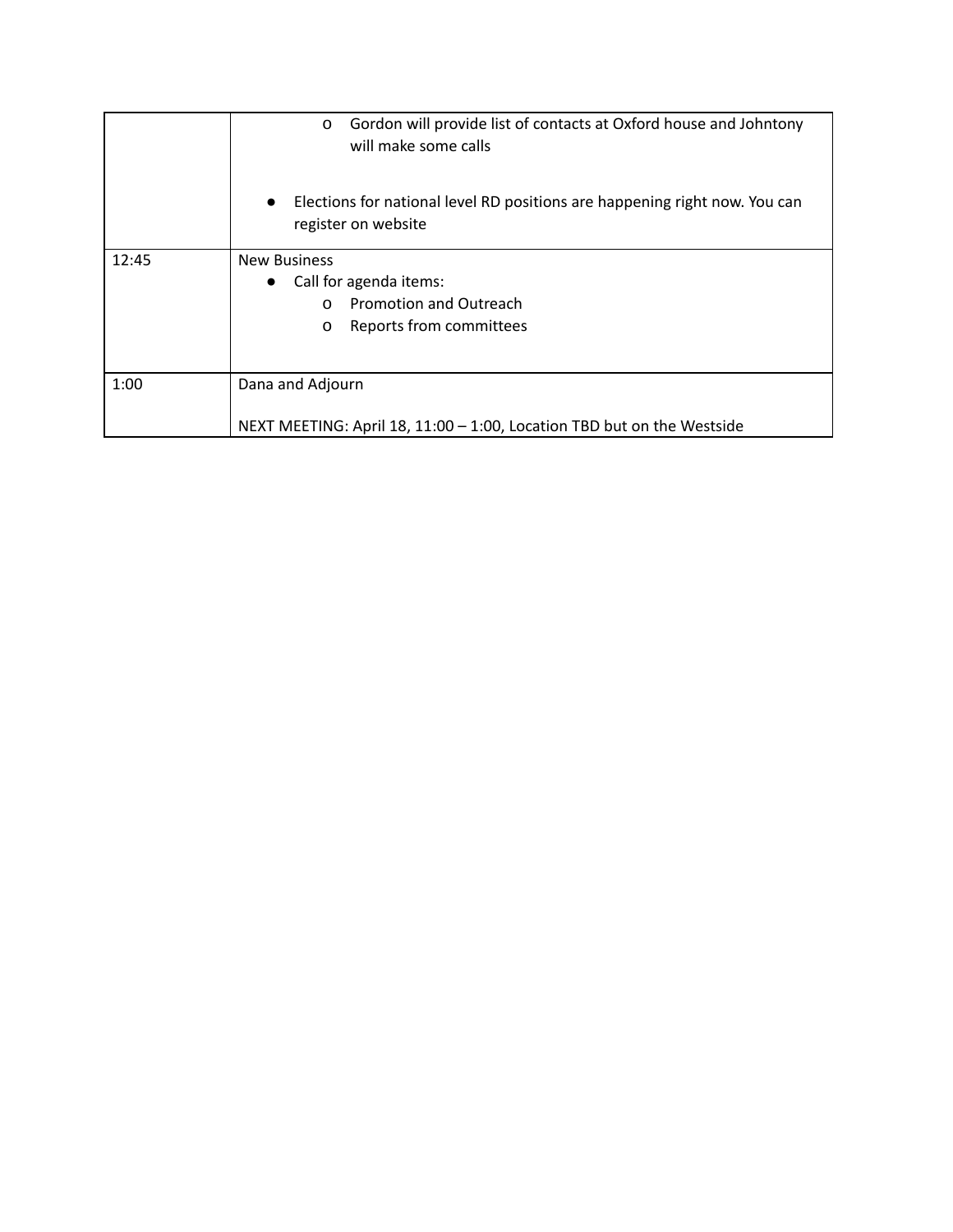| | |
|---|---|
| | o Gordon will provide list of contacts at Oxford house and Johntony will make some calls<br><br>● Elections for national level RD positions are happening right now. You can register on website |
| 12:45 | New Business<br>● Call for agenda items:<br>o Promotion and Outreach<br>o Reports from committees |
| 1:00 | Dana and Adjourn<br><br>NEXT MEETING: April 18, 11:00 – 1:00, Location TBD but on the Westside |